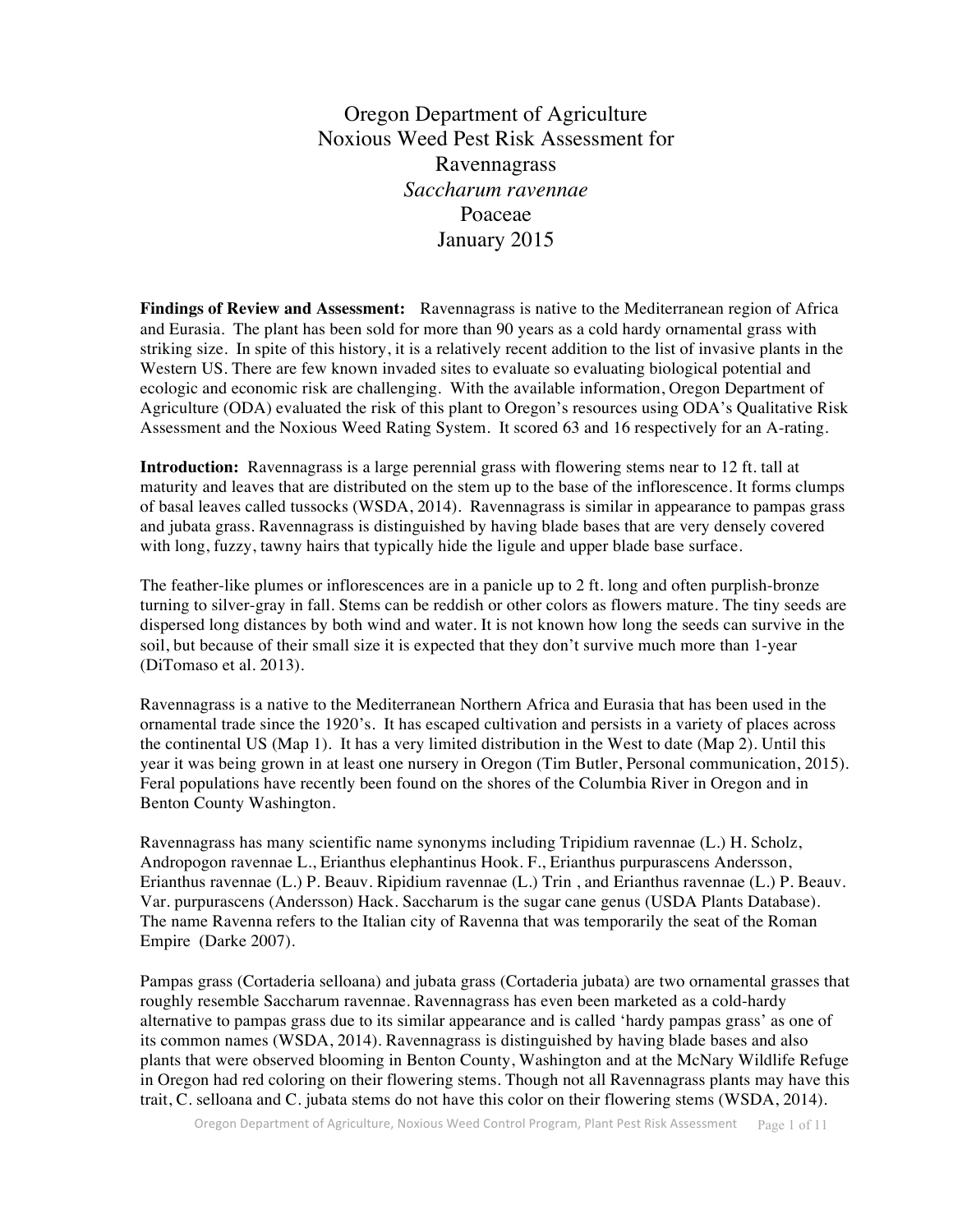# Oregon Department of Agriculture
# Noxious Weed Pest Risk Assessment for
# Ravennagrass
# *Saccharum ravennae*
# Poaceae
# January 2015

**Findings of Review and Assessment:** Ravennagrass is native to the Mediterranean region of Africa and Eurasia. The plant has been sold for more than 90 years as a cold hardy ornamental grass with striking size. In spite of this history, it is a relatively recent addition to the list of invasive plants in the Western US. There are few known invaded sites to evaluate so evaluating biological potential and ecologic and economic risk are challenging. With the available information, Oregon Department of Agriculture (ODA) evaluated the risk of this plant to Oregon's resources using ODA's Qualitative Risk Assessment and the Noxious Weed Rating System. It scored 63 and 16 respectively for an A-rating.

**Introduction:** Ravennagrass is a large perennial grass with flowering stems near to 12 ft. tall at maturity and leaves that are distributed on the stem up to the base of the inflorescence. It forms clumps of basal leaves called tussocks (WSDA, 2014). Ravennagrass is similar in appearance to pampas grass and jubata grass. Ravennagrass is distinguished by having blade bases that are very densely covered with long, fuzzy, tawny hairs that typically hide the ligule and upper blade base surface.

The feather-like plumes or inflorescences are in a panicle up to 2 ft. long and often purplish-bronze turning to silver-gray in fall. Stems can be reddish or other colors as flowers mature. The tiny seeds are dispersed long distances by both wind and water. It is not known how long the seeds can survive in the soil, but because of their small size it is expected that they don't survive much more than 1-year (DiTomaso et al. 2013).

Ravennagrass is a native to the Mediterranean Northern Africa and Eurasia that has been used in the ornamental trade since the 1920's. It has escaped cultivation and persists in a variety of places across the continental US (Map 1). It has a very limited distribution in the West to date (Map 2). Until this year it was being grown in at least one nursery in Oregon (Tim Butler, Personal communication, 2015). Feral populations have recently been found on the shores of the Columbia River in Oregon and in Benton County Washington.

Ravennagrass has many scientific name synonyms including Tripidium ravennae (L.) H. Scholz, Andropogon ravennae L., Erianthus elephantinus Hook. F., Erianthus purpurascens Andersson, Erianthus ravennae (L.) P. Beauv. Ripidium ravennae (L.) Trin , and Erianthus ravennae (L.) P. Beauv. Var. purpurascens (Andersson) Hack. Saccharum is the sugar cane genus (USDA Plants Database). The name Ravenna refers to the Italian city of Ravenna that was temporarily the seat of the Roman Empire (Darke 2007).

Pampas grass (Cortaderia selloana) and jubata grass (Cortaderia jubata) are two ornamental grasses that roughly resemble Saccharum ravennae. Ravennagrass has even been marketed as a cold-hardy alternative to pampas grass due to its similar appearance and is called 'hardy pampas grass' as one of its common names (WSDA, 2014). Ravennagrass is distinguished by having blade bases and also plants that were observed blooming in Benton County, Washington and at the McNary Wildlife Refuge in Oregon had red coloring on their flowering stems. Though not all Ravennagrass plants may have this trait, C. selloana and C. jubata stems do not have this color on their flowering stems (WSDA, 2014).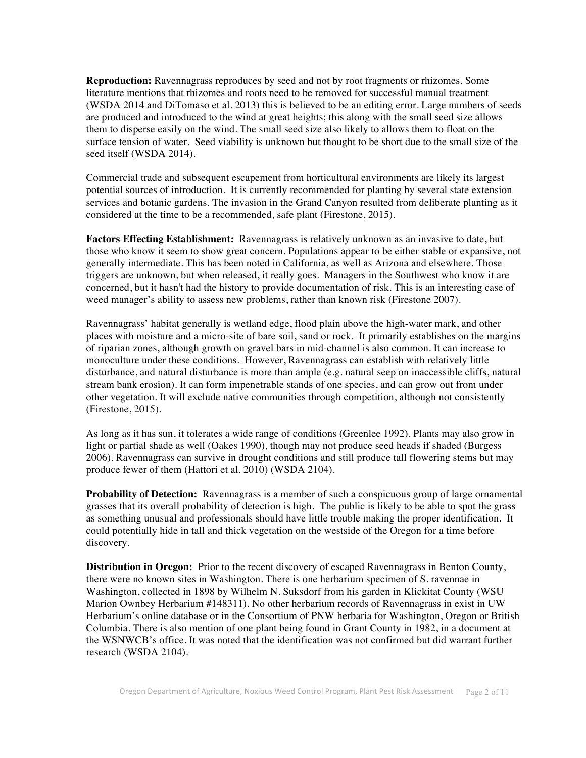**Reproduction:** Ravennagrass reproduces by seed and not by root fragments or rhizomes. Some literature mentions that rhizomes and roots need to be removed for successful manual treatment (WSDA 2014 and DiTomaso et al. 2013) this is believed to be an editing error. Large numbers of seeds are produced and introduced to the wind at great heights; this along with the small seed size allows them to disperse easily on the wind. The small seed size also likely to allows them to float on the surface tension of water. Seed viability is unknown but thought to be short due to the small size of the seed itself (WSDA 2014).

Commercial trade and subsequent escapement from horticultural environments are likely its largest potential sources of introduction. It is currently recommended for planting by several state extension services and botanic gardens. The invasion in the Grand Canyon resulted from deliberate planting as it considered at the time to be a recommended, safe plant (Firestone, 2015).

**Factors Effecting Establishment:** Ravennagrass is relatively unknown as an invasive to date, but those who know it seem to show great concern. Populations appear to be either stable or expansive, not generally intermediate. This has been noted in California, as well as Arizona and elsewhere. Those triggers are unknown, but when released, it really goes. Managers in the Southwest who know it are concerned, but it hasn't had the history to provide documentation of risk. This is an interesting case of weed manager's ability to assess new problems, rather than known risk (Firestone 2007).

Ravennagrass' habitat generally is wetland edge, flood plain above the high-water mark, and other places with moisture and a micro-site of bare soil, sand or rock. It primarily establishes on the margins of riparian zones, although growth on gravel bars in mid-channel is also common. It can increase to monoculture under these conditions. However, Ravennagrass can establish with relatively little disturbance, and natural disturbance is more than ample (e.g. natural seep on inaccessible cliffs, natural stream bank erosion). It can form impenetrable stands of one species, and can grow out from under other vegetation. It will exclude native communities through competition, although not consistently (Firestone, 2015).

As long as it has sun, it tolerates a wide range of conditions (Greenlee 1992). Plants may also grow in light or partial shade as well (Oakes 1990), though may not produce seed heads if shaded (Burgess 2006). Ravennagrass can survive in drought conditions and still produce tall flowering stems but may produce fewer of them (Hattori et al. 2010) (WSDA 2104).

**Probability of Detection:** Ravennagrass is a member of such a conspicuous group of large ornamental grasses that its overall probability of detection is high. The public is likely to be able to spot the grass as something unusual and professionals should have little trouble making the proper identification. It could potentially hide in tall and thick vegetation on the westside of the Oregon for a time before discovery.

**Distribution in Oregon:** Prior to the recent discovery of escaped Ravennagrass in Benton County, there were no known sites in Washington. There is one herbarium specimen of S. ravennae in Washington, collected in 1898 by Wilhelm N. Suksdorf from his garden in Klickitat County (WSU Marion Ownbey Herbarium #148311). No other herbarium records of Ravennagrass in exist in UW Herbarium's online database or in the Consortium of PNW herbaria for Washington, Oregon or British Columbia. There is also mention of one plant being found in Grant County in 1982, in a document at the WSNWCB's office. It was noted that the identification was not confirmed but did warrant further research (WSDA 2104).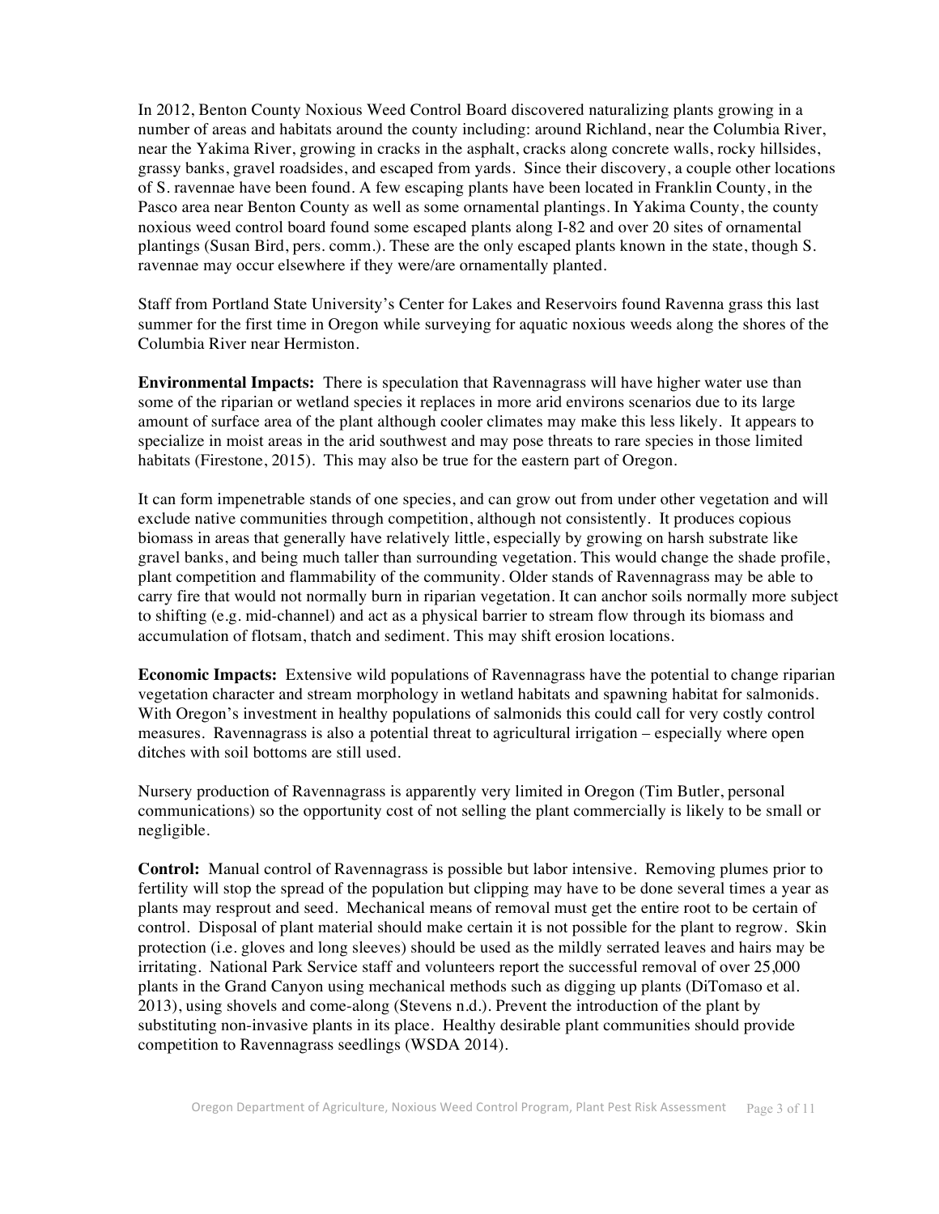In 2012, Benton County Noxious Weed Control Board discovered naturalizing plants growing in a number of areas and habitats around the county including: around Richland, near the Columbia River, near the Yakima River, growing in cracks in the asphalt, cracks along concrete walls, rocky hillsides, grassy banks, gravel roadsides, and escaped from yards. Since their discovery, a couple other locations of S. ravennae have been found. A few escaping plants have been located in Franklin County, in the Pasco area near Benton County as well as some ornamental plantings. In Yakima County, the county noxious weed control board found some escaped plants along I-82 and over 20 sites of ornamental plantings (Susan Bird, pers. comm.). These are the only escaped plants known in the state, though S. ravennae may occur elsewhere if they were/are ornamentally planted.

Staff from Portland State University's Center for Lakes and Reservoirs found Ravenna grass this last summer for the first time in Oregon while surveying for aquatic noxious weeds along the shores of the Columbia River near Hermiston.

**Environmental Impacts:** There is speculation that Ravennagrass will have higher water use than some of the riparian or wetland species it replaces in more arid environs scenarios due to its large amount of surface area of the plant although cooler climates may make this less likely. It appears to specialize in moist areas in the arid southwest and may pose threats to rare species in those limited habitats (Firestone, 2015). This may also be true for the eastern part of Oregon.

It can form impenetrable stands of one species, and can grow out from under other vegetation and will exclude native communities through competition, although not consistently. It produces copious biomass in areas that generally have relatively little, especially by growing on harsh substrate like gravel banks, and being much taller than surrounding vegetation. This would change the shade profile, plant competition and flammability of the community. Older stands of Ravennagrass may be able to carry fire that would not normally burn in riparian vegetation. It can anchor soils normally more subject to shifting (e.g. mid-channel) and act as a physical barrier to stream flow through its biomass and accumulation of flotsam, thatch and sediment. This may shift erosion locations.

**Economic Impacts:** Extensive wild populations of Ravennagrass have the potential to change riparian vegetation character and stream morphology in wetland habitats and spawning habitat for salmonids. With Oregon's investment in healthy populations of salmonids this could call for very costly control measures. Ravennagrass is also a potential threat to agricultural irrigation – especially where open ditches with soil bottoms are still used.

Nursery production of Ravennagrass is apparently very limited in Oregon (Tim Butler, personal communications) so the opportunity cost of not selling the plant commercially is likely to be small or negligible.

**Control:** Manual control of Ravennagrass is possible but labor intensive. Removing plumes prior to fertility will stop the spread of the population but clipping may have to be done several times a year as plants may resprout and seed. Mechanical means of removal must get the entire root to be certain of control. Disposal of plant material should make certain it is not possible for the plant to regrow. Skin protection (i.e. gloves and long sleeves) should be used as the mildly serrated leaves and hairs may be irritating. National Park Service staff and volunteers report the successful removal of over 25,000 plants in the Grand Canyon using mechanical methods such as digging up plants (DiTomaso et al. 2013), using shovels and come-along (Stevens n.d.). Prevent the introduction of the plant by substituting non-invasive plants in its place. Healthy desirable plant communities should provide competition to Ravennagrass seedlings (WSDA 2014).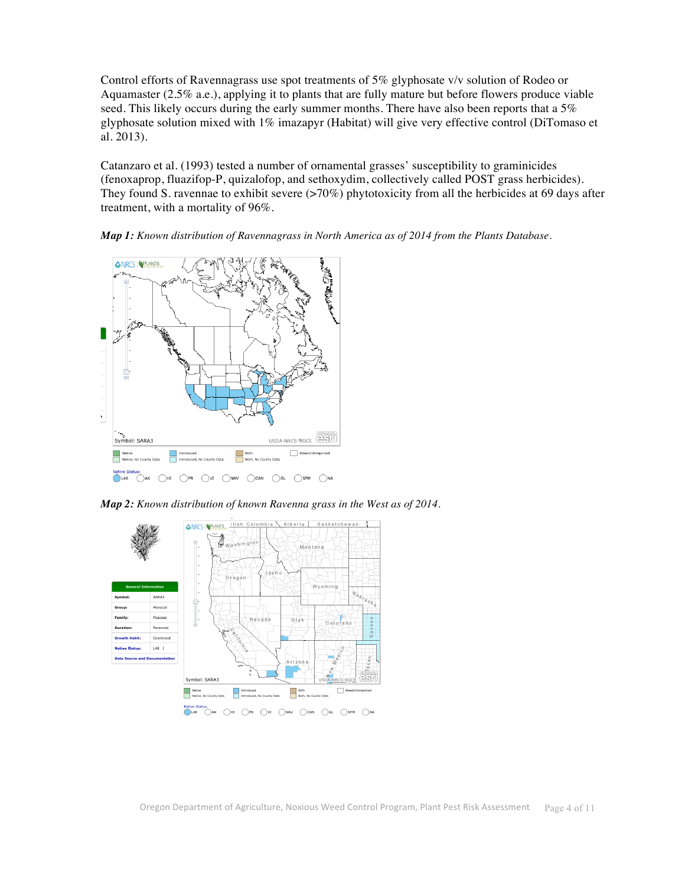Control efforts of Ravennagrass use spot treatments of 5% glyphosate v/v solution of Rodeo or Aquamaster (2.5% a.e.), applying it to plants that are fully mature but before flowers produce viable seed. This likely occurs during the early summer months. There have also been reports that a 5% glyphosate solution mixed with 1% imazapyr (Habitat) will give very effective control (DiTomaso et al. 2013).

Catanzaro et al. (1993) tested a number of ornamental grasses' susceptibility to graminicides (fenoxaprop, fluazifop-P, quizalofop, and sethoxydim, collectively called POST grass herbicides). They found S. ravennae to exhibit severe (>70%) phytotoxicity from all the herbicides at 69 days after treatment, with a mortality of 96%.

***Map 1:*** *Known distribution of Ravennagrass in North America as of 2014 from the Plants Database.*

***Map 2:*** *Known distribution of known Ravenna grass in the West as of 2014.*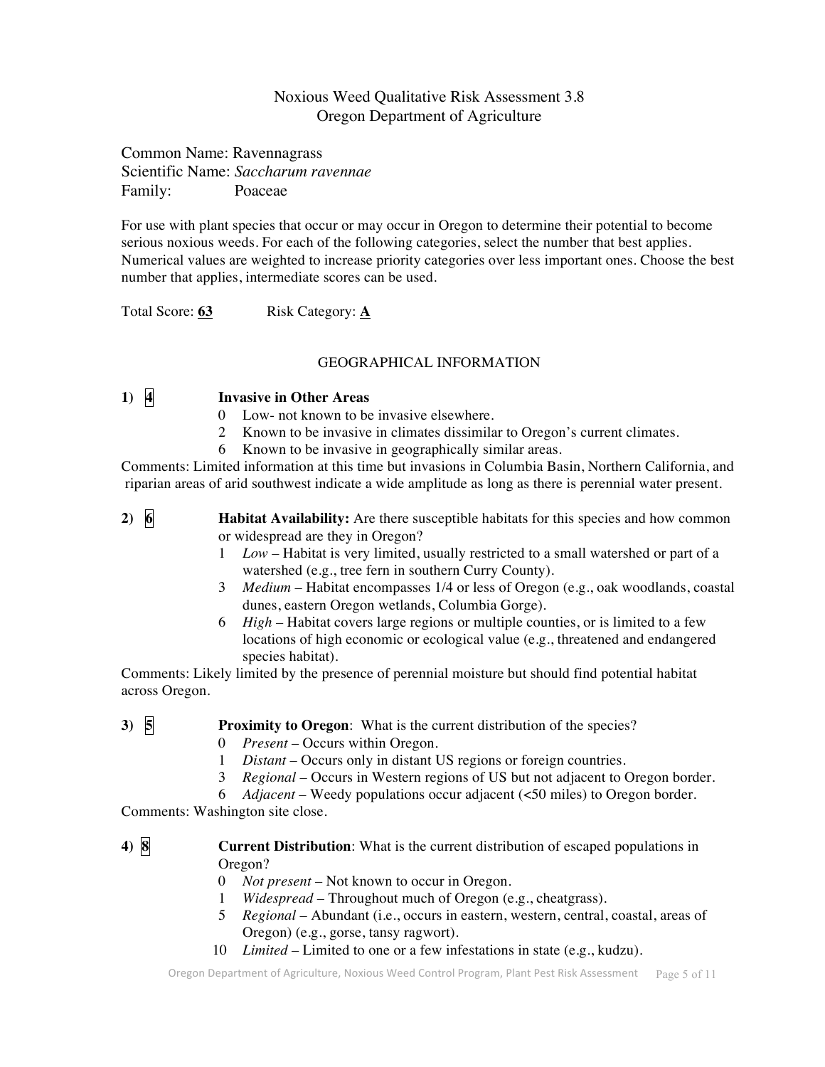# Noxious Weed Qualitative Risk Assessment 3.8
## Oregon Department of Agriculture

Common Name: Ravennagrass
Scientific Name: *Saccharum ravennae*
Family: Poaceae

For use with plant species that occur or may occur in Oregon to determine their potential to become serious noxious weeds. For each of the following categories, select the number that best applies. Numerical values are weighted to increase priority categories over less important ones. Choose the best number that applies, intermediate scores can be used.

Total Score: **63** Risk Category: **A**

### GEOGRAPHICAL INFORMATION

**1) 4 Invasive in Other Areas**

- 0 Low- not known to be invasive elsewhere.
- 2 Known to be invasive in climates dissimilar to Oregon's current climates.
- 6 Known to be invasive in geographically similar areas.

Comments: Limited information at this time but invasions in Columbia Basin, Northern California, and riparian areas of arid southwest indicate a wide amplitude as long as there is perennial water present.

**2) 6 Habitat Availability:** Are there susceptible habitats for this species and how common or widespread are they in Oregon?

- 1 *Low* – Habitat is very limited, usually restricted to a small watershed or part of a watershed (e.g., tree fern in southern Curry County).
- 3 *Medium* – Habitat encompasses 1/4 or less of Oregon (e.g., oak woodlands, coastal dunes, eastern Oregon wetlands, Columbia Gorge).
- 6 *High* – Habitat covers large regions or multiple counties, or is limited to a few locations of high economic or ecological value (e.g., threatened and endangered species habitat).

Comments: Likely limited by the presence of perennial moisture but should find potential habitat across Oregon.

**3) 5 Proximity to Oregon**: What is the current distribution of the species?

- 0 *Present* – Occurs within Oregon.
- 1 *Distant* – Occurs only in distant US regions or foreign countries.
- 3 *Regional* – Occurs in Western regions of US but not adjacent to Oregon border.
- 6 *Adjacent* – Weedy populations occur adjacent (<50 miles) to Oregon border.

Comments: Washington site close.

**4) 8 Current Distribution**: What is the current distribution of escaped populations in Oregon?

- 0 *Not present* – Not known to occur in Oregon.
- 1 *Widespread* – Throughout much of Oregon (e.g., cheatgrass).
- 5 *Regional* – Abundant (i.e., occurs in eastern, western, central, coastal, areas of Oregon) (e.g., gorse, tansy ragwort).
- 10 *Limited* – Limited to one or a few infestations in state (e.g., kudzu).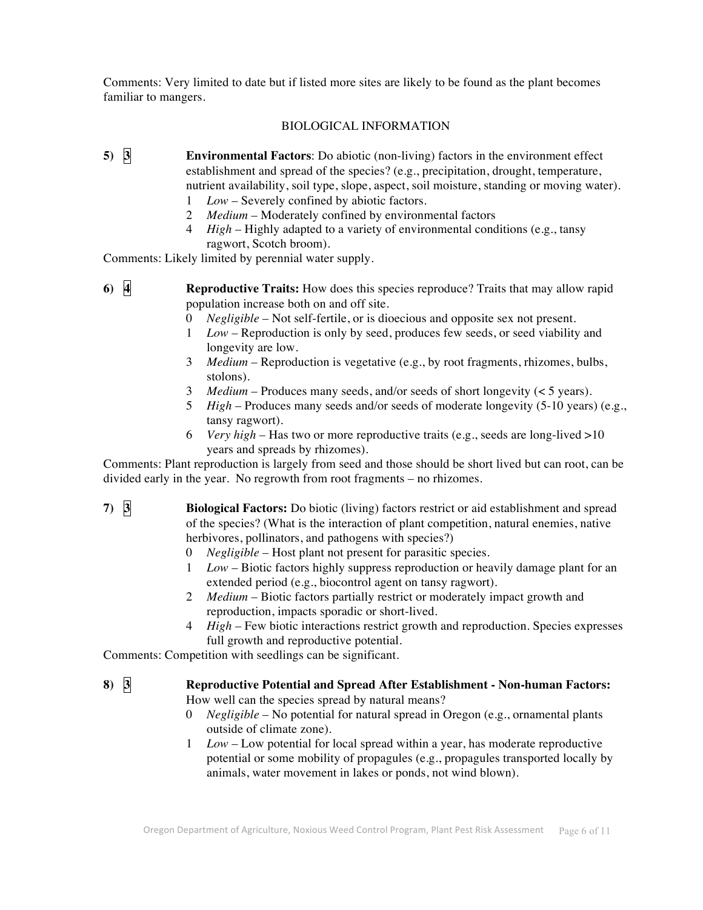Comments: Very limited to date but if listed more sites are likely to be found as the plant becomes familiar to mangers.

## BIOLOGICAL INFORMATION

**5)** 3 **Environmental Factors**: Do abiotic (non-living) factors in the environment effect establishment and spread of the species? (e.g., precipitation, drought, temperature, nutrient availability, soil type, slope, aspect, soil moisture, standing or moving water).

- 1 *Low* – Severely confined by abiotic factors.
- 2 *Medium* – Moderately confined by environmental factors
- 4 *High* – Highly adapted to a variety of environmental conditions (e.g., tansy ragwort, Scotch broom).

Comments: Likely limited by perennial water supply.

**6)** 4 **Reproductive Traits:** How does this species reproduce? Traits that may allow rapid population increase both on and off site.

- 0 *Negligible* – Not self-fertile, or is dioecious and opposite sex not present.
- 1 *Low* – Reproduction is only by seed, produces few seeds, or seed viability and longevity are low.
- 3 *Medium* – Reproduction is vegetative (e.g., by root fragments, rhizomes, bulbs, stolons).
- 3 *Medium* – Produces many seeds, and/or seeds of short longevity (< 5 years).
- 5 *High* – Produces many seeds and/or seeds of moderate longevity (5-10 years) (e.g., tansy ragwort).
- 6 *Very high* – Has two or more reproductive traits (e.g., seeds are long-lived >10 years and spreads by rhizomes).

Comments: Plant reproduction is largely from seed and those should be short lived but can root, can be divided early in the year. No regrowth from root fragments – no rhizomes.

**7)** 3 **Biological Factors:** Do biotic (living) factors restrict or aid establishment and spread of the species? (What is the interaction of plant competition, natural enemies, native herbivores, pollinators, and pathogens with species?)

- 0 *Negligible* – Host plant not present for parasitic species.
- 1 *Low* – Biotic factors highly suppress reproduction or heavily damage plant for an extended period (e.g., biocontrol agent on tansy ragwort).
- 2 *Medium* – Biotic factors partially restrict or moderately impact growth and reproduction, impacts sporadic or short-lived.
- 4 *High* – Few biotic interactions restrict growth and reproduction. Species expresses full growth and reproductive potential.

Comments: Competition with seedlings can be significant.

**8)** 3 **Reproductive Potential and Spread After Establishment - Non-human Factors:** How well can the species spread by natural means?

- 0 *Negligible* – No potential for natural spread in Oregon (e.g., ornamental plants outside of climate zone).
- 1 *Low* – Low potential for local spread within a year, has moderate reproductive potential or some mobility of propagules (e.g., propagules transported locally by animals, water movement in lakes or ponds, not wind blown).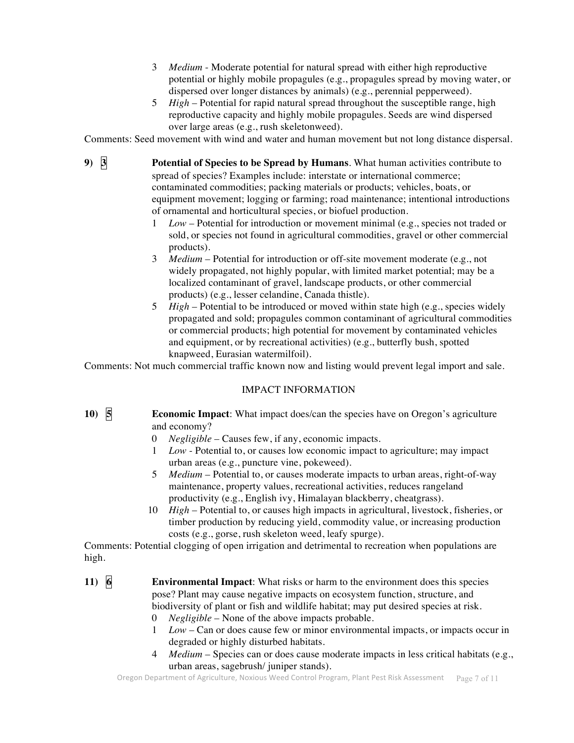3 *Medium* - Moderate potential for natural spread with either high reproductive potential or highly mobile propagules (e.g., propagules spread by moving water, or dispersed over longer distances by animals) (e.g., perennial pepperweed).

5 *High* – Potential for rapid natural spread throughout the susceptible range, high reproductive capacity and highly mobile propagules. Seeds are wind dispersed over large areas (e.g., rush skeletonweed).

Comments: Seed movement with wind and water and human movement but not long distance dispersal.

**9)** **3** **Potential of Species to be Spread by Humans**. What human activities contribute to spread of species? Examples include: interstate or international commerce; contaminated commodities; packing materials or products; vehicles, boats, or equipment movement; logging or farming; road maintenance; intentional introductions of ornamental and horticultural species, or biofuel production.

1 *Low* – Potential for introduction or movement minimal (e.g., species not traded or sold, or species not found in agricultural commodities, gravel or other commercial products).

3 *Medium* – Potential for introduction or off-site movement moderate (e.g., not widely propagated, not highly popular, with limited market potential; may be a localized contaminant of gravel, landscape products, or other commercial products) (e.g., lesser celandine, Canada thistle).

5 *High* – Potential to be introduced or moved within state high (e.g., species widely propagated and sold; propagules common contaminant of agricultural commodities or commercial products; high potential for movement by contaminated vehicles and equipment, or by recreational activities) (e.g., butterfly bush, spotted knapweed, Eurasian watermilfoil).

Comments: Not much commercial traffic known now and listing would prevent legal import and sale.

## IMPACT INFORMATION

**10)** **5** **Economic Impact**: What impact does/can the species have on Oregon's agriculture and economy?

0 *Negligible* – Causes few, if any, economic impacts.

1 *Low* - Potential to, or causes low economic impact to agriculture; may impact urban areas (e.g., puncture vine, pokeweed).

5 *Medium* – Potential to, or causes moderate impacts to urban areas, right-of-way maintenance, property values, recreational activities, reduces rangeland productivity (e.g., English ivy, Himalayan blackberry, cheatgrass).

10 *High* – Potential to, or causes high impacts in agricultural, livestock, fisheries, or timber production by reducing yield, commodity value, or increasing production costs (e.g., gorse, rush skeleton weed, leafy spurge).

Comments: Potential clogging of open irrigation and detrimental to recreation when populations are high.

**11)** **6** **Environmental Impact**: What risks or harm to the environment does this species pose? Plant may cause negative impacts on ecosystem function, structure, and biodiversity of plant or fish and wildlife habitat; may put desired species at risk.

0 *Negligible* – None of the above impacts probable.

1 *Low* – Can or does cause few or minor environmental impacts, or impacts occur in degraded or highly disturbed habitats.

4 *Medium* – Species can or does cause moderate impacts in less critical habitats (e.g., urban areas, sagebrush/ juniper stands).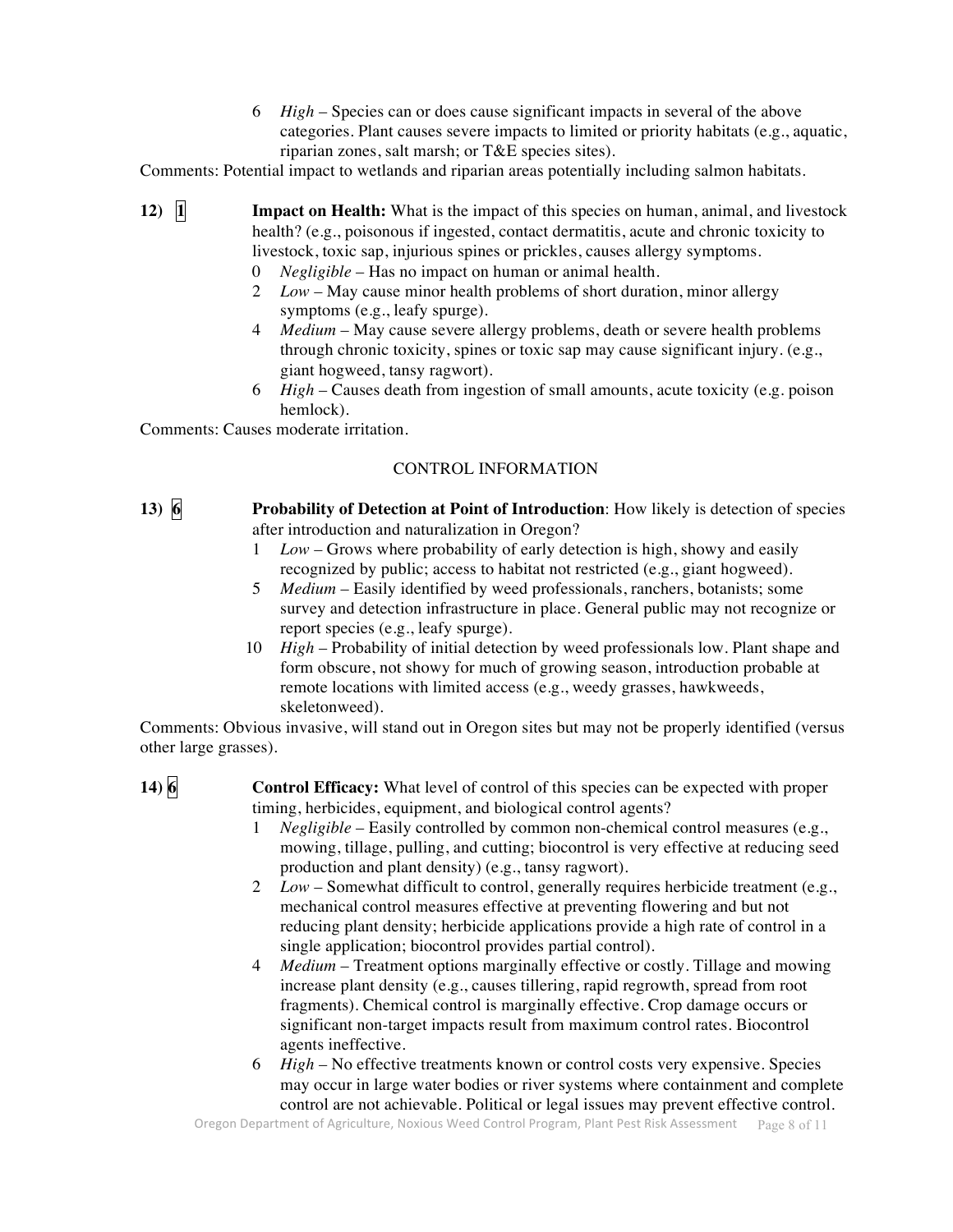6 *High* – Species can or does cause significant impacts in several of the above categories. Plant causes severe impacts to limited or priority habitats (e.g., aquatic, riparian zones, salt marsh; or T&E species sites).

Comments: Potential impact to wetlands and riparian areas potentially including salmon habitats.

**12)** **1** **Impact on Health:** What is the impact of this species on human, animal, and livestock health? (e.g., poisonous if ingested, contact dermatitis, acute and chronic toxicity to livestock, toxic sap, injurious spines or prickles, causes allergy symptoms.

0 *Negligible* – Has no impact on human or animal health.
2 *Low* – May cause minor health problems of short duration, minor allergy symptoms (e.g., leafy spurge).
4 *Medium* – May cause severe allergy problems, death or severe health problems through chronic toxicity, spines or toxic sap may cause significant injury. (e.g., giant hogweed, tansy ragwort).
6 *High* – Causes death from ingestion of small amounts, acute toxicity (e.g. poison hemlock).

Comments: Causes moderate irritation.

## CONTROL INFORMATION

**13)** **6** **Probability of Detection at Point of Introduction**: How likely is detection of species after introduction and naturalization in Oregon?

1 *Low* – Grows where probability of early detection is high, showy and easily recognized by public; access to habitat not restricted (e.g., giant hogweed).
5 *Medium* – Easily identified by weed professionals, ranchers, botanists; some survey and detection infrastructure in place. General public may not recognize or report species (e.g., leafy spurge).
10 *High* – Probability of initial detection by weed professionals low. Plant shape and form obscure, not showy for much of growing season, introduction probable at remote locations with limited access (e.g., weedy grasses, hawkweeds, skeletonweed).

Comments: Obvious invasive, will stand out in Oregon sites but may not be properly identified (versus other large grasses).

**14)** **6** **Control Efficacy:** What level of control of this species can be expected with proper timing, herbicides, equipment, and biological control agents?

1 *Negligible* – Easily controlled by common non-chemical control measures (e.g., mowing, tillage, pulling, and cutting; biocontrol is very effective at reducing seed production and plant density) (e.g., tansy ragwort).
2 *Low* – Somewhat difficult to control, generally requires herbicide treatment (e.g., mechanical control measures effective at preventing flowering and but not reducing plant density; herbicide applications provide a high rate of control in a single application; biocontrol provides partial control).
4 *Medium* – Treatment options marginally effective or costly. Tillage and mowing increase plant density (e.g., causes tillering, rapid regrowth, spread from root fragments). Chemical control is marginally effective. Crop damage occurs or significant non-target impacts result from maximum control rates. Biocontrol agents ineffective.
6 *High* – No effective treatments known or control costs very expensive. Species may occur in large water bodies or river systems where containment and complete control are not achievable. Political or legal issues may prevent effective control.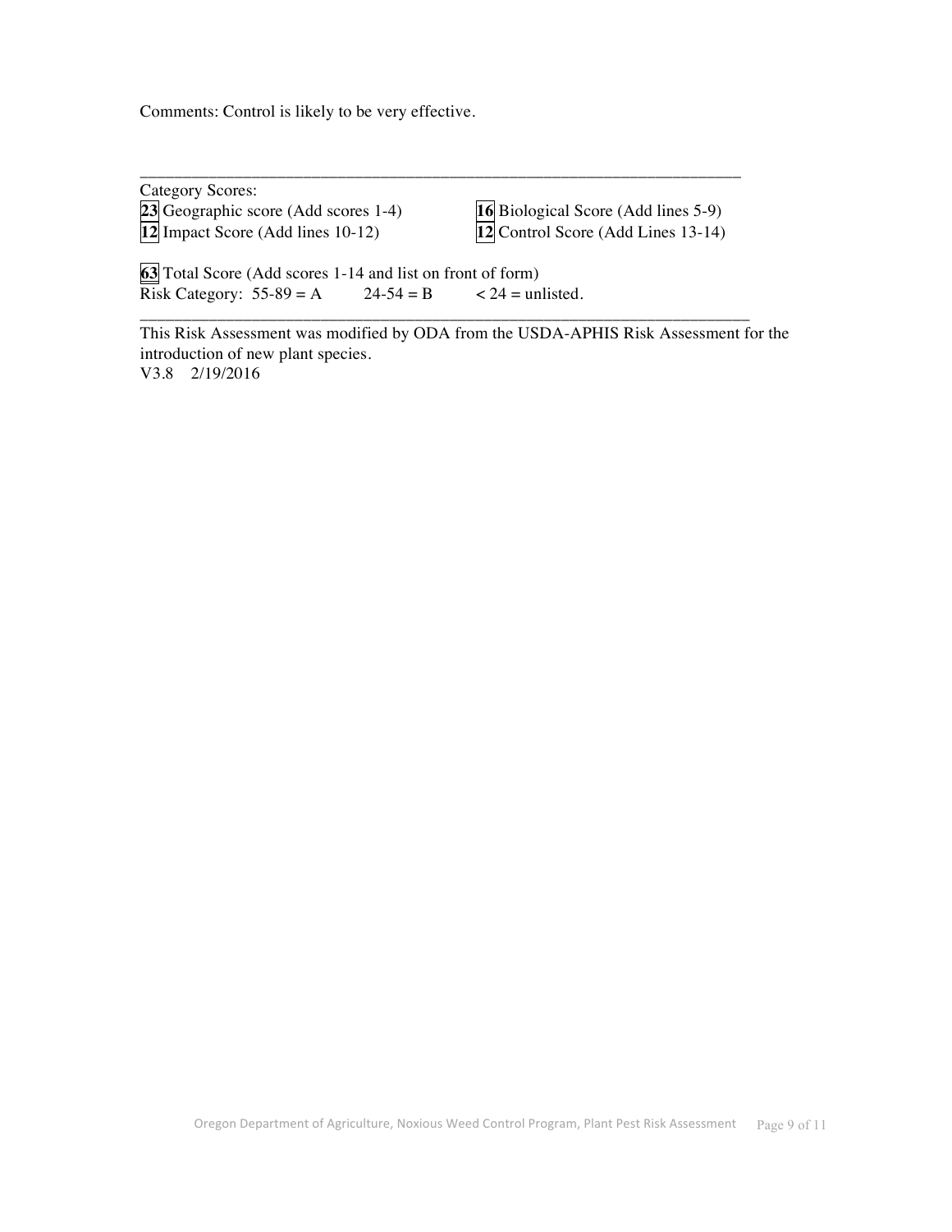Comments: Control is likely to be very effective.

---

Category Scores:

**23** Geographic score (Add scores 1-4)

**16** Biological Score (Add lines 5-9)

**12** Impact Score (Add lines 10-12)

**12** Control Score (Add Lines 13-14)

**63** Total Score (Add scores 1-14 and list on front of form)

Risk Category: 55-89 = A 24-54 = B < 24 = unlisted.

---

This Risk Assessment was modified by ODA from the USDA-APHIS Risk Assessment for the introduction of new plant species.

V3.8 2/19/2016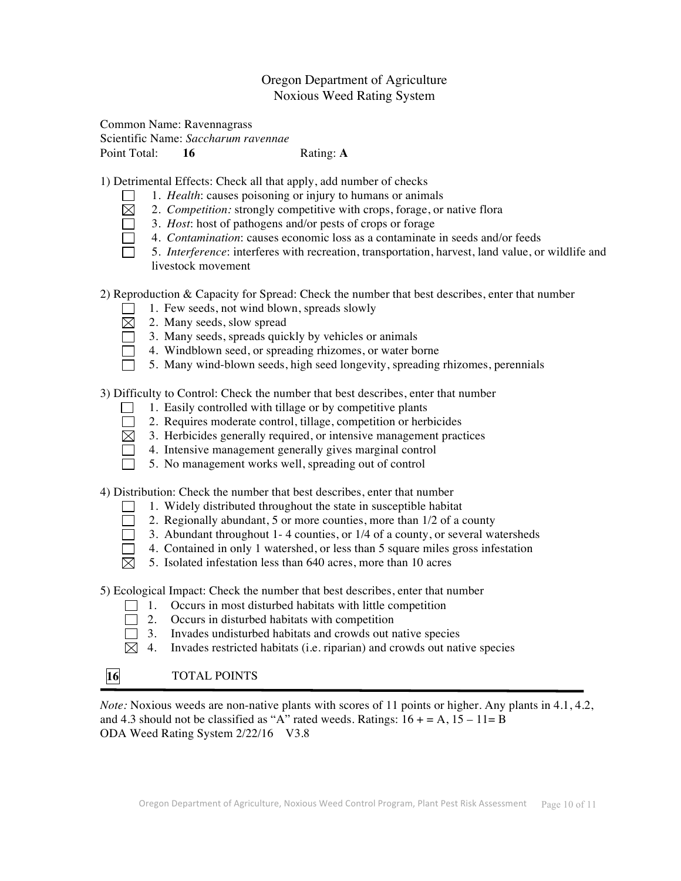Oregon Department of Agriculture
Noxious Weed Rating System

Common Name: Ravennagrass
Scientific Name: *Saccharum ravennae*
Point Total: **16** Rating: **A**

1) Detrimental Effects: Check all that apply, add number of checks

- ☐ 1. *Health*: causes poisoning or injury to humans or animals
- ☒ 2. *Competition:* strongly competitive with crops, forage, or native flora
- ☐ 3. *Host*: host of pathogens and/or pests of crops or forage
- ☐ 4. *Contamination*: causes economic loss as a contaminate in seeds and/or feeds
- ☐ 5. *Interference*: interferes with recreation, transportation, harvest, land value, or wildlife and livestock movement

2) Reproduction & Capacity for Spread: Check the number that best describes, enter that number

- ☐ 1. Few seeds, not wind blown, spreads slowly
- ☒ 2. Many seeds, slow spread
- ☐ 3. Many seeds, spreads quickly by vehicles or animals
- ☐ 4. Windblown seed, or spreading rhizomes, or water borne
- ☐ 5. Many wind-blown seeds, high seed longevity, spreading rhizomes, perennials

3) Difficulty to Control: Check the number that best describes, enter that number

- ☐ 1. Easily controlled with tillage or by competitive plants
- ☐ 2. Requires moderate control, tillage, competition or herbicides
- ☒ 3. Herbicides generally required, or intensive management practices
- ☐ 4. Intensive management generally gives marginal control
- ☐ 5. No management works well, spreading out of control

4) Distribution: Check the number that best describes, enter that number

- ☐ 1. Widely distributed throughout the state in susceptible habitat
- ☐ 2. Regionally abundant, 5 or more counties, more than 1/2 of a county
- ☐ 3. Abundant throughout 1- 4 counties, or 1/4 of a county, or several watersheds
- ☐ 4. Contained in only 1 watershed, or less than 5 square miles gross infestation
- ☒ 5. Isolated infestation less than 640 acres, more than 10 acres

5) Ecological Impact: Check the number that best describes, enter that number

- ☐ 1. Occurs in most disturbed habitats with little competition
- ☐ 2. Occurs in disturbed habitats with competition
- ☐ 3. Invades undisturbed habitats and crowds out native species
- ☒ 4. Invades restricted habitats (i.e. riparian) and crowds out native species

**16** TOTAL POINTS

---

*Note:* Noxious weeds are non-native plants with scores of 11 points or higher. Any plants in 4.1, 4.2, and 4.3 should not be classified as "A" rated weeds. Ratings: 16 + = A, 15 – 11= B
ODA Weed Rating System 2/22/16 V3.8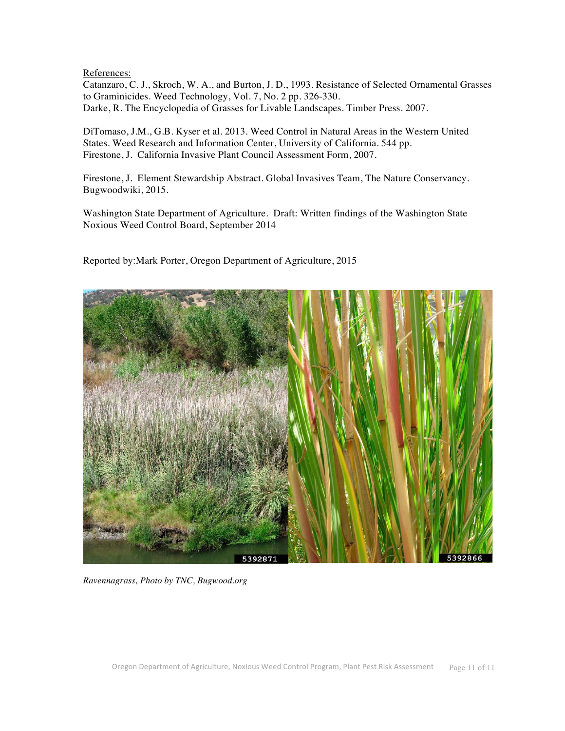References:

Catanzaro, C. J., Skroch, W. A., and Burton, J. D., 1993. Resistance of Selected Ornamental Grasses to Graminicides. Weed Technology, Vol. 7, No. 2 pp. 326-330.

Darke, R. The Encyclopedia of Grasses for Livable Landscapes. Timber Press. 2007.

DiTomaso, J.M., G.B. Kyser et al. 2013. Weed Control in Natural Areas in the Western United States. Weed Research and Information Center, University of California. 544 pp.

Firestone, J. California Invasive Plant Council Assessment Form, 2007.

Firestone, J. Element Stewardship Abstract. Global Invasives Team, The Nature Conservancy. Bugwoodwiki, 2015.

Washington State Department of Agriculture. Draft: Written findings of the Washington State Noxious Weed Control Board, September 2014

Reported by:Mark Porter, Oregon Department of Agriculture, 2015

*Ravennagrass, Photo by TNC, Bugwood.org*